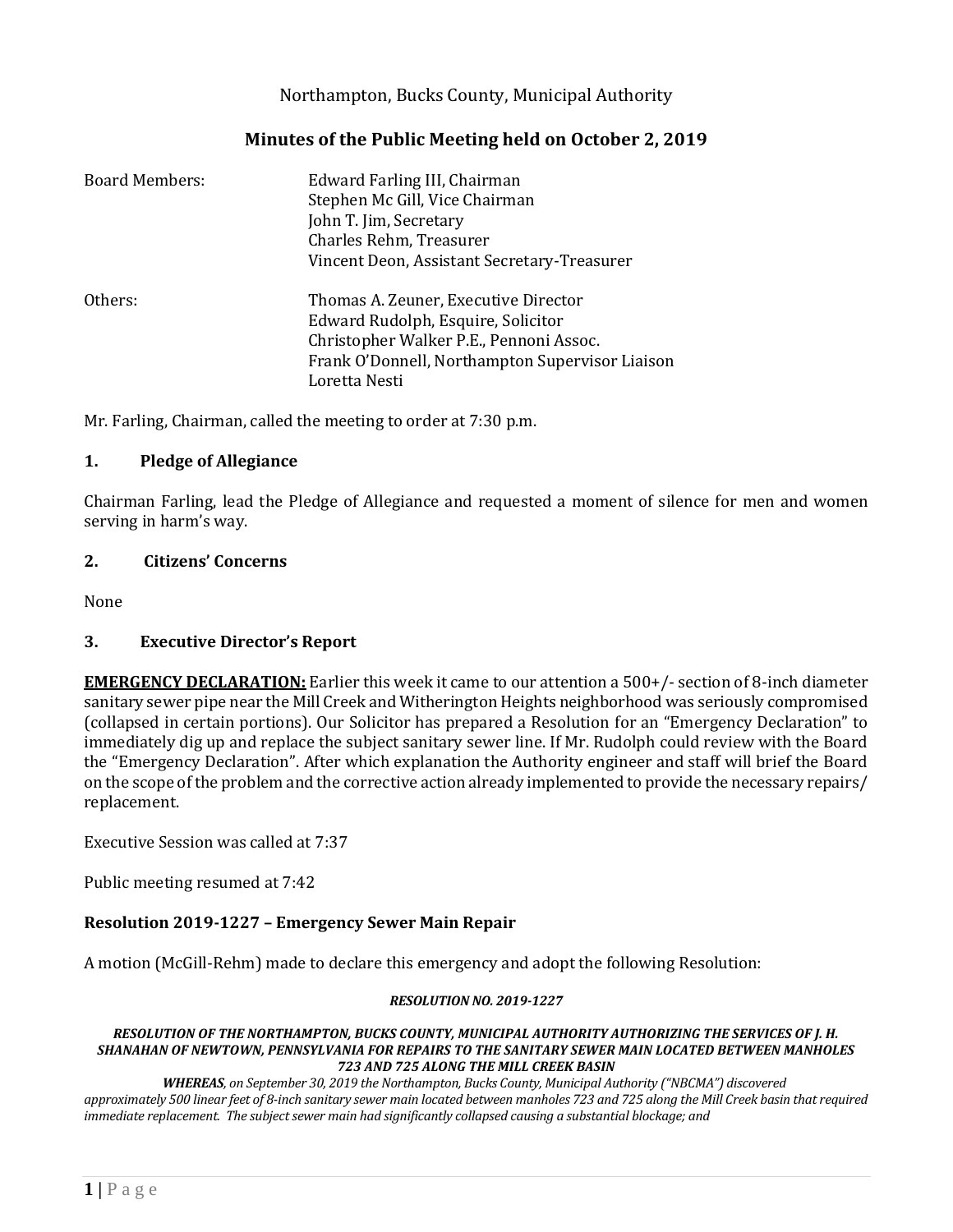Northampton, Bucks County, Municipal Authority

# Minutes of the Public Meeting held on October 2, 2019

| | |
|---|---|
| Board Members: | Edward Farling III, Chairman<br>Stephen Mc Gill, Vice Chairman<br>John T. Jim, Secretary<br>Charles Rehm, Treasurer<br>Vincent Deon, Assistant Secretary-Treasurer |
| Others: | Thomas A. Zeuner, Executive Director<br>Edward Rudolph, Esquire, Solicitor<br>Christopher Walker P.E., Pennoni Assoc.<br>Frank O'Donnell, Northampton Supervisor Liaison<br>Loretta Nesti |

Mr. Farling, Chairman, called the meeting to order at 7:30 p.m.

## 1. Pledge of Allegiance

Chairman Farling, lead the Pledge of Allegiance and requested a moment of silence for men and women serving in harm's way.

## 2. Citizens' Concerns

None

## 3. Executive Director's Report

**EMERGENCY DECLARATION:** Earlier this week it came to our attention a 500+/- section of 8-inch diameter sanitary sewer pipe near the Mill Creek and Witherington Heights neighborhood was seriously compromised (collapsed in certain portions). Our Solicitor has prepared a Resolution for an "Emergency Declaration" to immediately dig up and replace the subject sanitary sewer line. If Mr. Rudolph could review with the Board the "Emergency Declaration". After which explanation the Authority engineer and staff will brief the Board on the scope of the problem and the corrective action already implemented to provide the necessary repairs/ replacement.

Executive Session was called at 7:37

Public meeting resumed at 7:42

### Resolution 2019-1227 – Emergency Sewer Main Repair

A motion (McGill-Rehm) made to declare this emergency and adopt the following Resolution:

***RESOLUTION NO. 2019-1227***

***RESOLUTION OF THE NORTHAMPTON, BUCKS COUNTY, MUNICIPAL AUTHORITY AUTHORIZING THE SERVICES OF J. H. SHANAHAN OF NEWTOWN, PENNSYLVANIA FOR REPAIRS TO THE SANITARY SEWER MAIN LOCATED BETWEEN MANHOLES 723 AND 725 ALONG THE MILL CREEK BASIN***

***WHEREAS**, on September 30, 2019 the Northampton, Bucks County, Municipal Authority ("NBCMA") discovered approximately 500 linear feet of 8-inch sanitary sewer main located between manholes 723 and 725 along the Mill Creek basin that required immediate replacement. The subject sewer main had significantly collapsed causing a substantial blockage; and*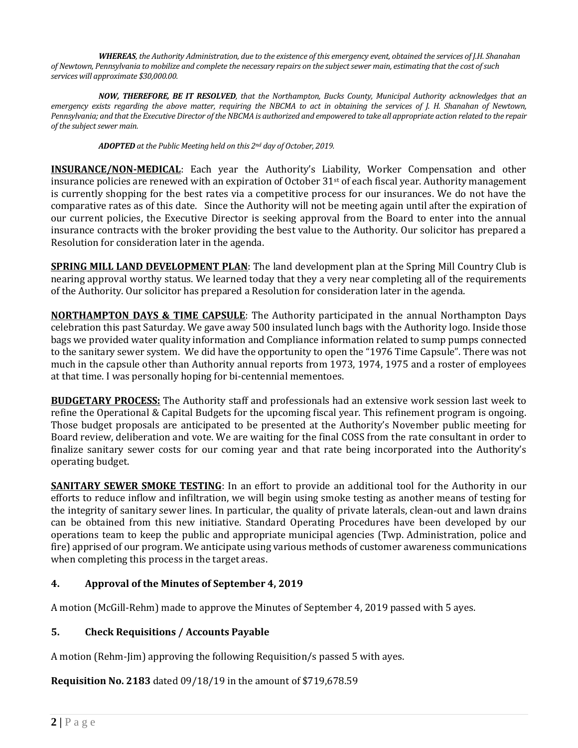*__WHEREAS__, the Authority Administration, due to the existence of this emergency event, obtained the services of J.H. Shanahan of Newtown, Pennsylvania to mobilize and complete the necessary repairs on the subject sewer main, estimating that the cost of such services will approximate $30,000.00.*

*__NOW, THEREFORE, BE IT RESOLVED__, that the Northampton, Bucks County, Municipal Authority acknowledges that an emergency exists regarding the above matter, requiring the NBCMA to act in obtaining the services of J. H. Shanahan of Newtown, Pennsylvania; and that the Executive Director of the NBCMA is authorized and empowered to take all appropriate action related to the repair of the subject sewer main.*

*__ADOPTED__ at the Public Meeting held on this 2nd day of October, 2019.*

**INSURANCE/NON-MEDICAL**: Each year the Authority's Liability, Worker Compensation and other insurance policies are renewed with an expiration of October 31st of each fiscal year. Authority management is currently shopping for the best rates via a competitive process for our insurances. We do not have the comparative rates as of this date. Since the Authority will not be meeting again until after the expiration of our current policies, the Executive Director is seeking approval from the Board to enter into the annual insurance contracts with the broker providing the best value to the Authority. Our solicitor has prepared a Resolution for consideration later in the agenda.

**SPRING MILL LAND DEVELOPMENT PLAN**: The land development plan at the Spring Mill Country Club is nearing approval worthy status. We learned today that they a very near completing all of the requirements of the Authority. Our solicitor has prepared a Resolution for consideration later in the agenda.

**NORTHAMPTON DAYS & TIME CAPSULE**: The Authority participated in the annual Northampton Days celebration this past Saturday. We gave away 500 insulated lunch bags with the Authority logo. Inside those bags we provided water quality information and Compliance information related to sump pumps connected to the sanitary sewer system. We did have the opportunity to open the "1976 Time Capsule". There was not much in the capsule other than Authority annual reports from 1973, 1974, 1975 and a roster of employees at that time. I was personally hoping for bi-centennial mementoes.

**BUDGETARY PROCESS:** The Authority staff and professionals had an extensive work session last week to refine the Operational & Capital Budgets for the upcoming fiscal year. This refinement program is ongoing. Those budget proposals are anticipated to be presented at the Authority's November public meeting for Board review, deliberation and vote. We are waiting for the final COSS from the rate consultant in order to finalize sanitary sewer costs for our coming year and that rate being incorporated into the Authority's operating budget.

**SANITARY SEWER SMOKE TESTING**: In an effort to provide an additional tool for the Authority in our efforts to reduce inflow and infiltration, we will begin using smoke testing as another means of testing for the integrity of sanitary sewer lines. In particular, the quality of private laterals, clean-out and lawn drains can be obtained from this new initiative. Standard Operating Procedures have been developed by our operations team to keep the public and appropriate municipal agencies (Twp. Administration, police and fire) apprised of our program. We anticipate using various methods of customer awareness communications when completing this process in the target areas.

### 4. Approval of the Minutes of September 4, 2019

A motion (McGill-Rehm) made to approve the Minutes of September 4, 2019 passed with 5 ayes.

### 5. Check Requisitions / Accounts Payable

A motion (Rehm-Jim) approving the following Requisition/s passed 5 with ayes.

**Requisition No. 2183** dated 09/18/19 in the amount of $719,678.59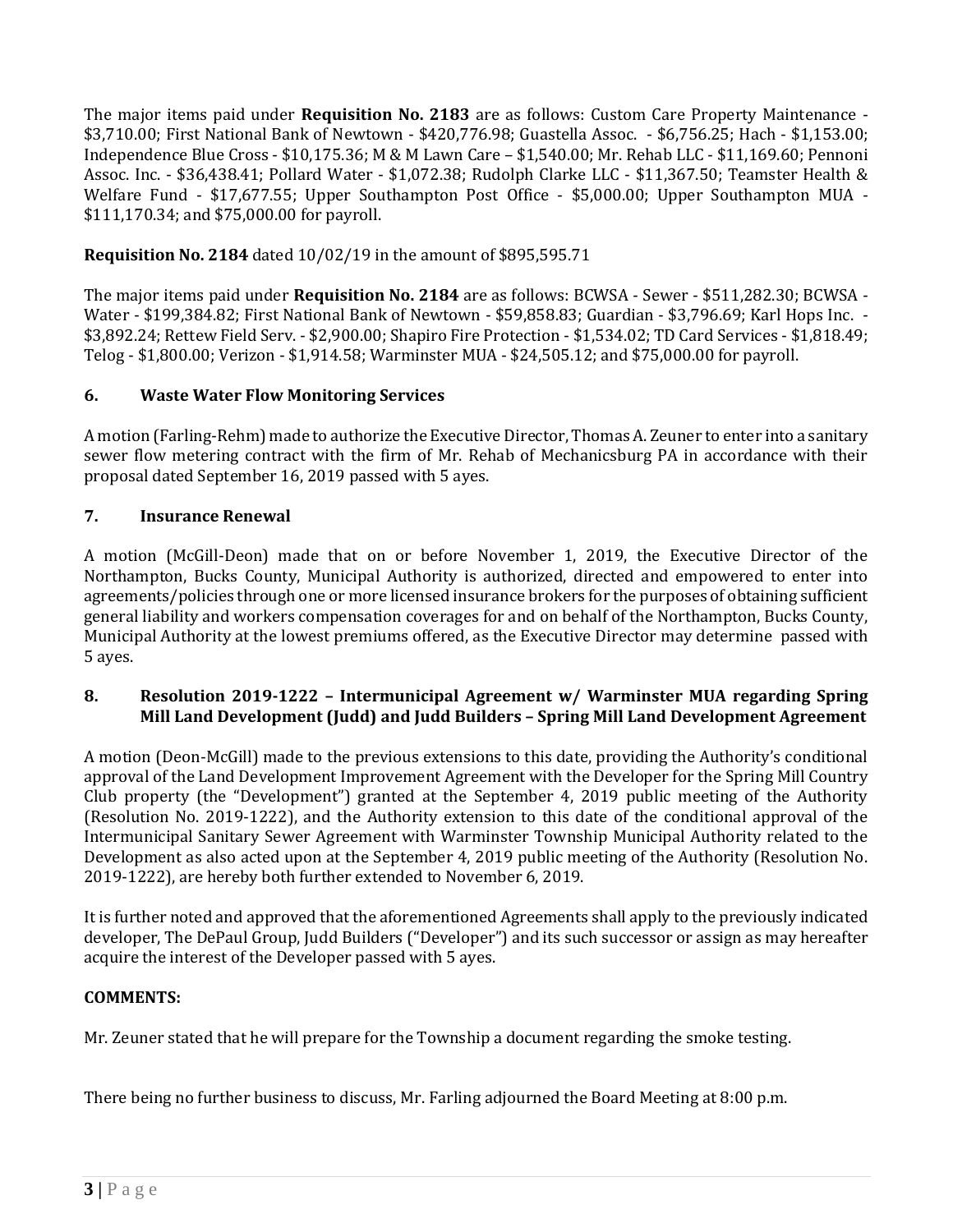The major items paid under **Requisition No. 2183** are as follows: Custom Care Property Maintenance - $3,710.00; First National Bank of Newtown - $420,776.98; Guastella Assoc. - $6,756.25; Hach - $1,153.00; Independence Blue Cross - $10,175.36; M & M Lawn Care – $1,540.00; Mr. Rehab LLC - $11,169.60; Pennoni Assoc. Inc. - $36,438.41; Pollard Water - $1,072.38; Rudolph Clarke LLC - $11,367.50; Teamster Health & Welfare Fund - $17,677.55; Upper Southampton Post Office - $5,000.00; Upper Southampton MUA - $111,170.34; and $75,000.00 for payroll.

**Requisition No. 2184** dated 10/02/19 in the amount of $895,595.71

The major items paid under **Requisition No. 2184** are as follows: BCWSA - Sewer - $511,282.30; BCWSA - Water - $199,384.82; First National Bank of Newtown - $59,858.83; Guardian - $3,796.69; Karl Hops Inc. - $3,892.24; Rettew Field Serv. - $2,900.00; Shapiro Fire Protection - $1,534.02; TD Card Services - $1,818.49; Telog - $1,800.00; Verizon - $1,914.58; Warminster MUA - $24,505.12; and $75,000.00 for payroll.

### 6. Waste Water Flow Monitoring Services

A motion (Farling-Rehm) made to authorize the Executive Director, Thomas A. Zeuner to enter into a sanitary sewer flow metering contract with the firm of Mr. Rehab of Mechanicsburg PA in accordance with their proposal dated September 16, 2019 passed with 5 ayes.

### 7. Insurance Renewal

A motion (McGill-Deon) made that on or before November 1, 2019, the Executive Director of the Northampton, Bucks County, Municipal Authority is authorized, directed and empowered to enter into agreements/policies through one or more licensed insurance brokers for the purposes of obtaining sufficient general liability and workers compensation coverages for and on behalf of the Northampton, Bucks County, Municipal Authority at the lowest premiums offered, as the Executive Director may determine passed with 5 ayes.

### 8. Resolution 2019-1222 – Intermunicipal Agreement w/ Warminster MUA regarding Spring Mill Land Development (Judd) and Judd Builders – Spring Mill Land Development Agreement

A motion (Deon-McGill) made to the previous extensions to this date, providing the Authority's conditional approval of the Land Development Improvement Agreement with the Developer for the Spring Mill Country Club property (the "Development") granted at the September 4, 2019 public meeting of the Authority (Resolution No. 2019-1222), and the Authority extension to this date of the conditional approval of the Intermunicipal Sanitary Sewer Agreement with Warminster Township Municipal Authority related to the Development as also acted upon at the September 4, 2019 public meeting of the Authority (Resolution No. 2019-1222), are hereby both further extended to November 6, 2019.

It is further noted and approved that the aforementioned Agreements shall apply to the previously indicated developer, The DePaul Group, Judd Builders ("Developer") and its such successor or assign as may hereafter acquire the interest of the Developer passed with 5 ayes.

**COMMENTS:**

Mr. Zeuner stated that he will prepare for the Township a document regarding the smoke testing.

There being no further business to discuss, Mr. Farling adjourned the Board Meeting at 8:00 p.m.